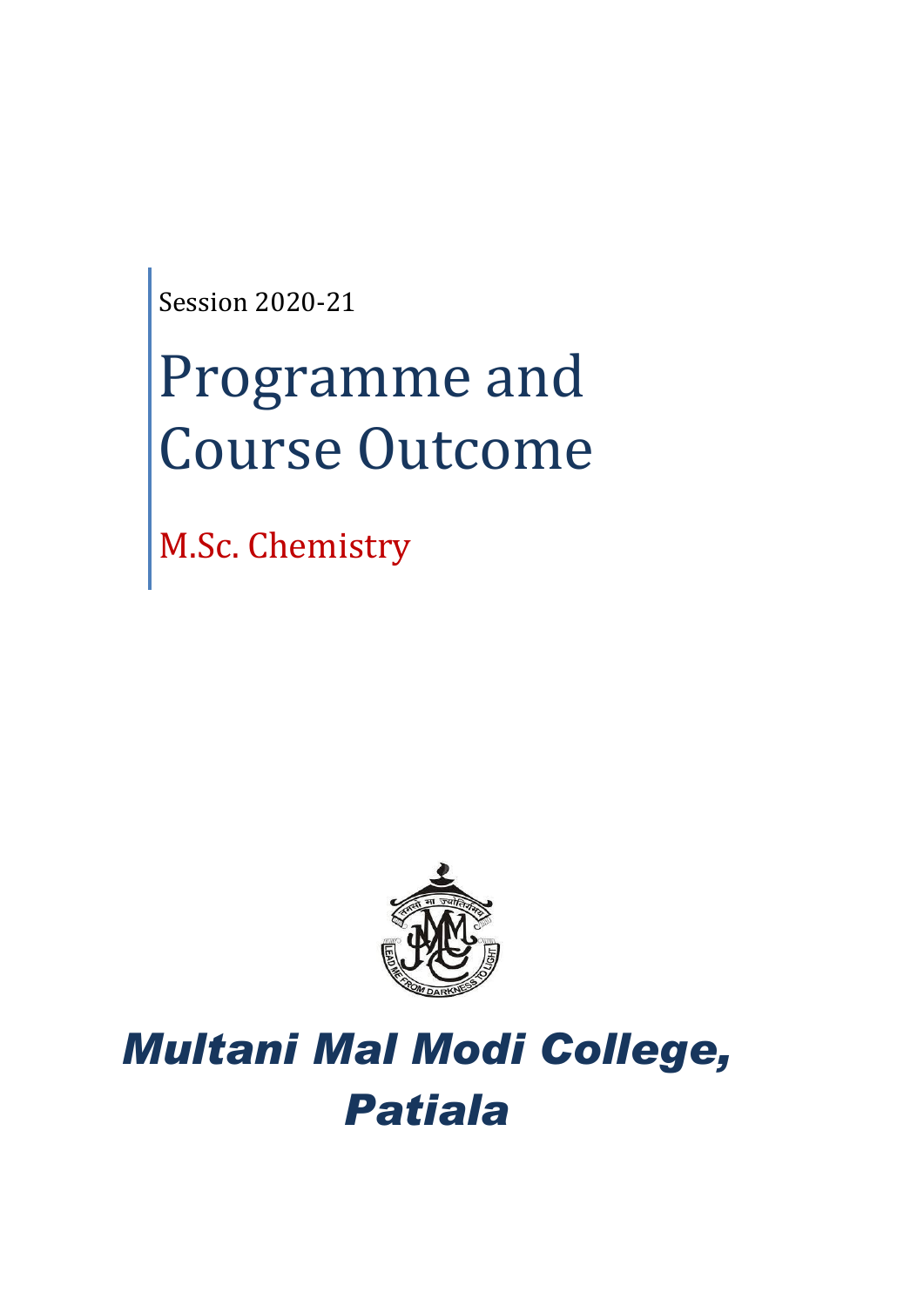Session 2020-21

# Programme and Course Outcome

## M.Sc. Chemistry

# *Multani Mal Modi College, Patiala*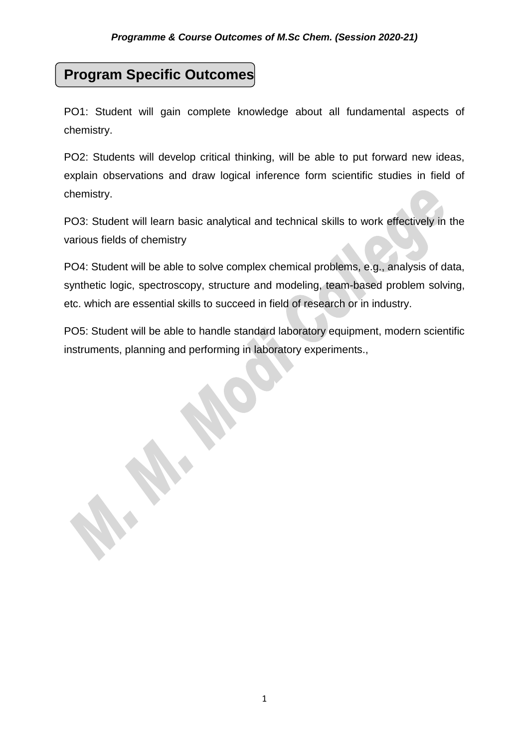## Program Specific Outcomes

PO1: Student will gain complete knowledge about all fundamental aspects of chemistry.

PO2: Students will develop critical thinking, will be able to put forward new ideas, explain observations and draw logical inference form scientific studies in field of chemistry.

PO3: Student will learn basic analytical and technical skills to work effectively in the various fields of chemistry

PO4: Student will be able to solve complex chemical problems, e.g., analysis of data, synthetic logic, spectroscopy, structure and modeling, team-based problem solving, etc. which are essential skills to succeed in field of research or in industry.

PO5: Student will be able to handle standard laboratory equipment, modern scientific instruments, planning and performing in laboratory experiments.,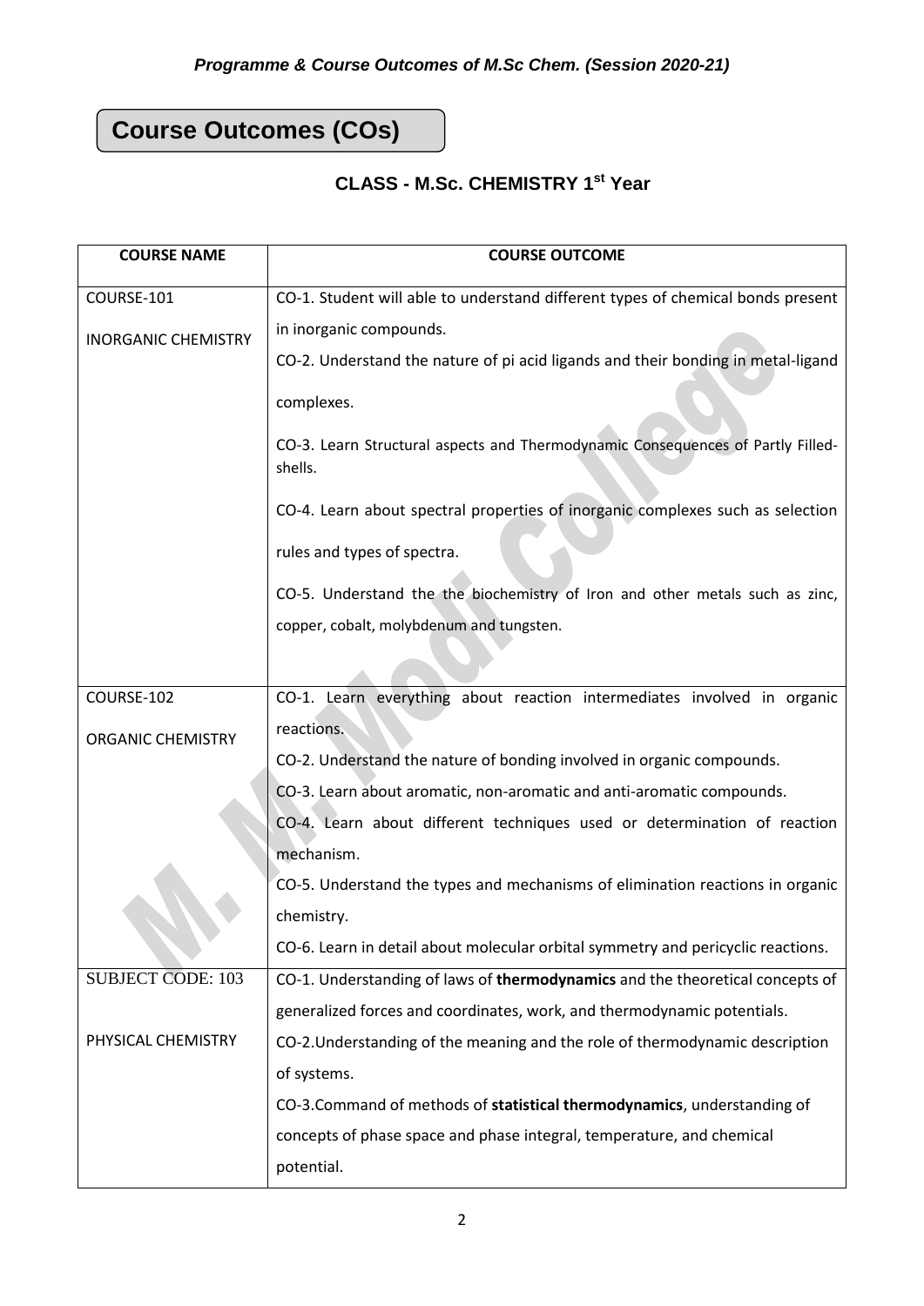## Course Outcomes (COs)

### CLASS - M.Sc. CHEMISTRY 1st Year

| COURSE NAME | COURSE OUTCOME |
|---|---|
| COURSE-101<br><br>INORGANIC CHEMISTRY | CO-1. Student will able to understand different types of chemical bonds present in inorganic compounds.<br>CO-2. Understand the nature of pi acid ligands and their bonding in metal-ligand complexes.<br>CO-3. Learn Structural aspects and Thermodynamic Consequences of Partly Filled-shells.<br>CO-4. Learn about spectral properties of inorganic complexes such as selection rules and types of spectra.<br>CO-5. Understand the the biochemistry of Iron and other metals such as zinc, copper, cobalt, molybdenum and tungsten. |
| COURSE-102<br><br>ORGANIC CHEMISTRY | CO-1. Learn everything about reaction intermediates involved in organic reactions.<br>CO-2. Understand the nature of bonding involved in organic compounds.<br>CO-3. Learn about aromatic, non-aromatic and anti-aromatic compounds.<br>CO-4. Learn about different techniques used or determination of reaction mechanism.<br>CO-5. Understand the types and mechanisms of elimination reactions in organic chemistry.<br>CO-6. Learn in detail about molecular orbital symmetry and pericyclic reactions. |
| SUBJECT CODE: 103<br><br>PHYSICAL CHEMISTRY | CO-1. Understanding of laws of **thermodynamics** and the theoretical concepts of generalized forces and coordinates, work, and thermodynamic potentials.<br>CO-2.Understanding of the meaning and the role of thermodynamic description of systems.<br>CO-3.Command of methods of **statistical thermodynamics**, understanding of concepts of phase space and phase integral, temperature, and chemical potential. |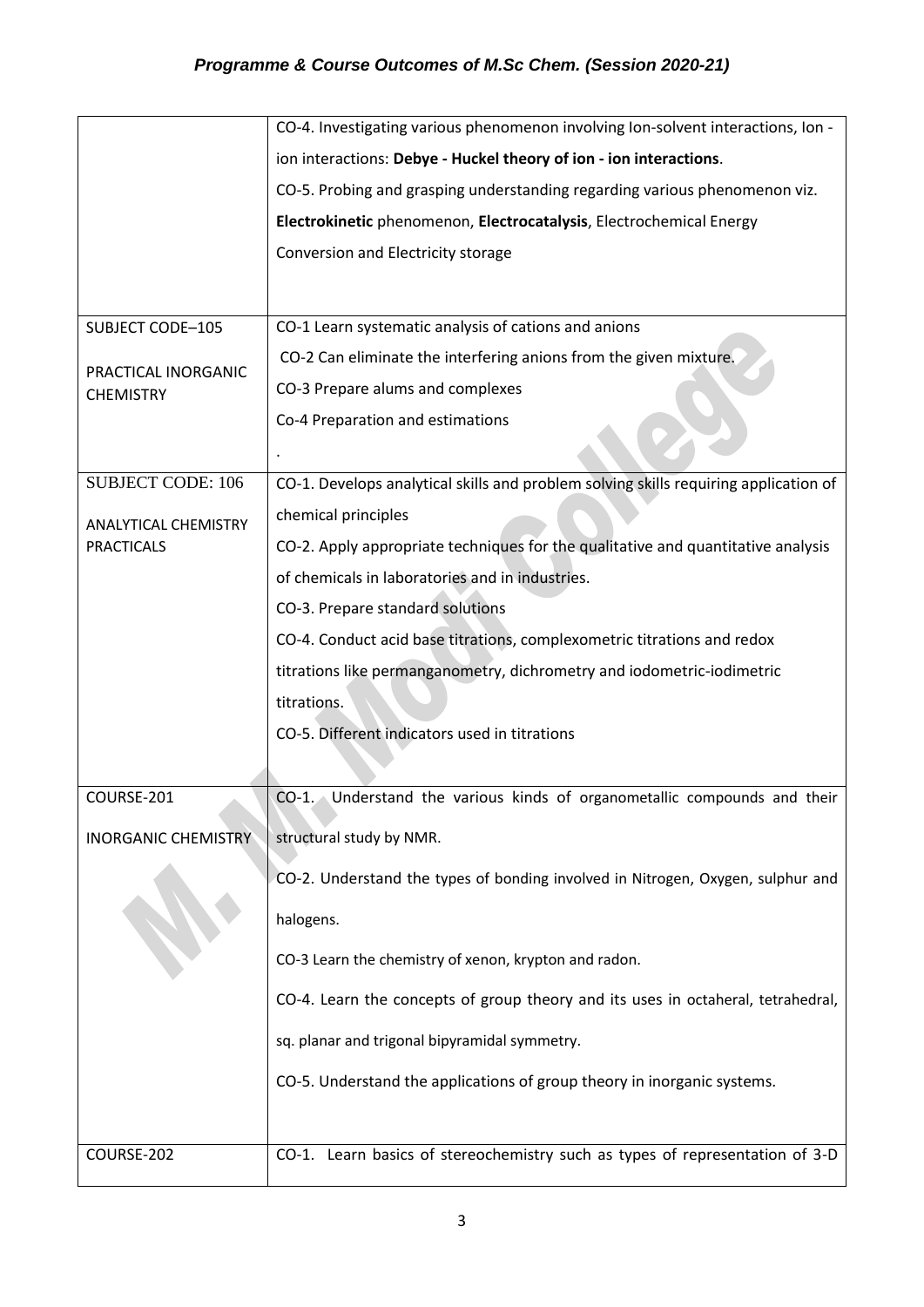| | |
|---|---|
| | CO-4. Investigating various phenomenon involving Ion-solvent interactions, Ion - ion interactions: **Debye - Huckel theory of ion - ion interactions**.<br>CO-5. Probing and grasping understanding regarding various phenomenon viz. **Electrokinetic** phenomenon, **Electrocatalysis**, Electrochemical Energy Conversion and Electricity storage |
| SUBJECT CODE–105<br><br>PRACTICAL INORGANIC CHEMISTRY | CO-1 Learn systematic analysis of cations and anions<br>CO-2 Can eliminate the interfering anions from the given mixture.<br>CO-3 Prepare alums and complexes<br>Co-4 Preparation and estimations<br>. |
| SUBJECT CODE: 106<br><br>ANALYTICAL CHEMISTRY PRACTICALS | CO-1. Develops analytical skills and problem solving skills requiring application of chemical principles<br>CO-2. Apply appropriate techniques for the qualitative and quantitative analysis of chemicals in laboratories and in industries.<br>CO-3. Prepare standard solutions<br>CO-4. Conduct acid base titrations, complexometric titrations and redox titrations like permanganometry, dichrometry and iodometric-iodimetric titrations.<br>CO-5. Different indicators used in titrations |
| COURSE-201<br><br>INORGANIC CHEMISTRY | CO-1. Understand the various kinds of organometallic compounds and their structural study by NMR.<br>CO-2. Understand the types of bonding involved in Nitrogen, Oxygen, sulphur and halogens.<br>CO-3 Learn the chemistry of xenon, krypton and radon.<br>CO-4. Learn the concepts of group theory and its uses in octaheral, tetrahedral, sq. planar and trigonal bipyramidal symmetry.<br>CO-5. Understand the applications of group theory in inorganic systems. |
| COURSE-202 | CO-1. Learn basics of stereochemistry such as types of representation of 3-D |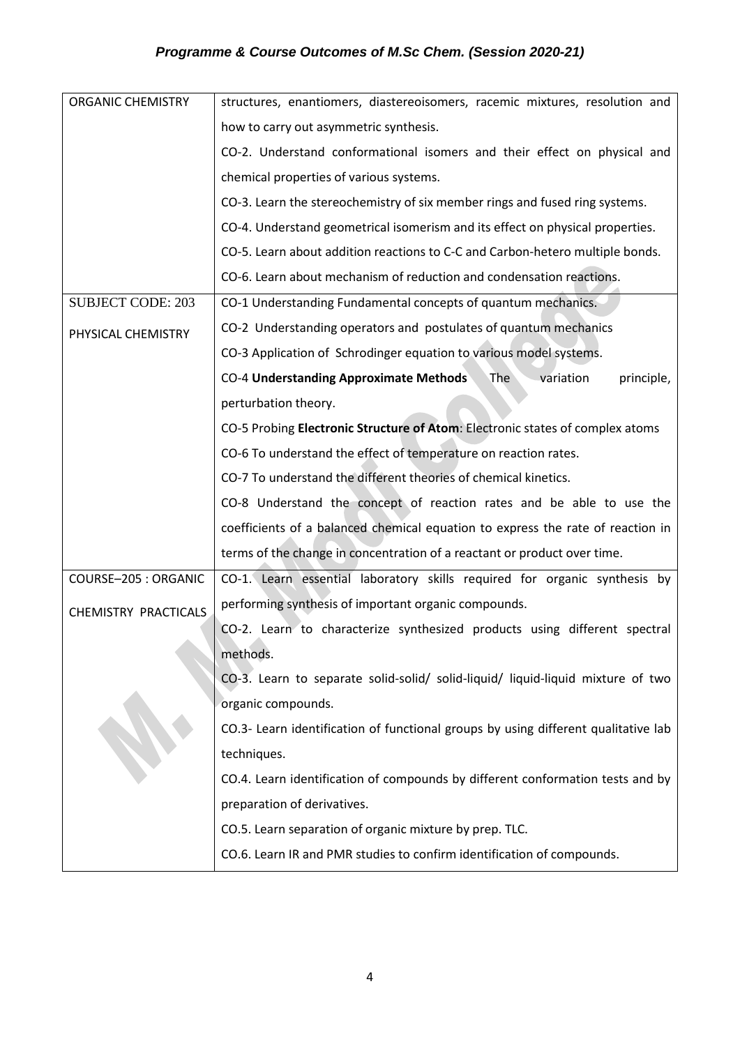| ORGANIC CHEMISTRY | structures, enantiomers, diastereoisomers, racemic mixtures, resolution and how to carry out asymmetric synthesis.<br>CO-2. Understand conformational isomers and their effect on physical and chemical properties of various systems.<br>CO-3. Learn the stereochemistry of six member rings and fused ring systems.<br>CO-4. Understand geometrical isomerism and its effect on physical properties.<br>CO-5. Learn about addition reactions to C-C and Carbon-hetero multiple bonds.<br>CO-6. Learn about mechanism of reduction and condensation reactions. |
|---|---|
| SUBJECT CODE: 203<br><br>PHYSICAL CHEMISTRY | CO-1 Understanding Fundamental concepts of quantum mechanics.<br>CO-2 Understanding operators and postulates of quantum mechanics<br>CO-3 Application of Schrodinger equation to various model systems.<br>CO-4 **Understanding Approximate Methods** The variation principle, perturbation theory.<br>CO-5 Probing **Electronic Structure of Atom**: Electronic states of complex atoms<br>CO-6 To understand the effect of temperature on reaction rates.<br>CO-7 To understand the different theories of chemical kinetics.<br>CO-8 Understand the concept of reaction rates and be able to use the coefficients of a balanced chemical equation to express the rate of reaction in terms of the change in concentration of a reactant or product over time. |
| COURSE–205 : ORGANIC<br><br>CHEMISTRY PRACTICALS | CO-1. Learn essential laboratory skills required for organic synthesis by performing synthesis of important organic compounds.<br>CO-2. Learn to characterize synthesized products using different spectral methods.<br>CO-3. Learn to separate solid-solid/ solid-liquid/ liquid-liquid mixture of two organic compounds.<br>CO.3- Learn identification of functional groups by using different qualitative lab techniques.<br>CO.4. Learn identification of compounds by different conformation tests and by preparation of derivatives.<br>CO.5. Learn separation of organic mixture by prep. TLC.<br>CO.6. Learn IR and PMR studies to confirm identification of compounds. |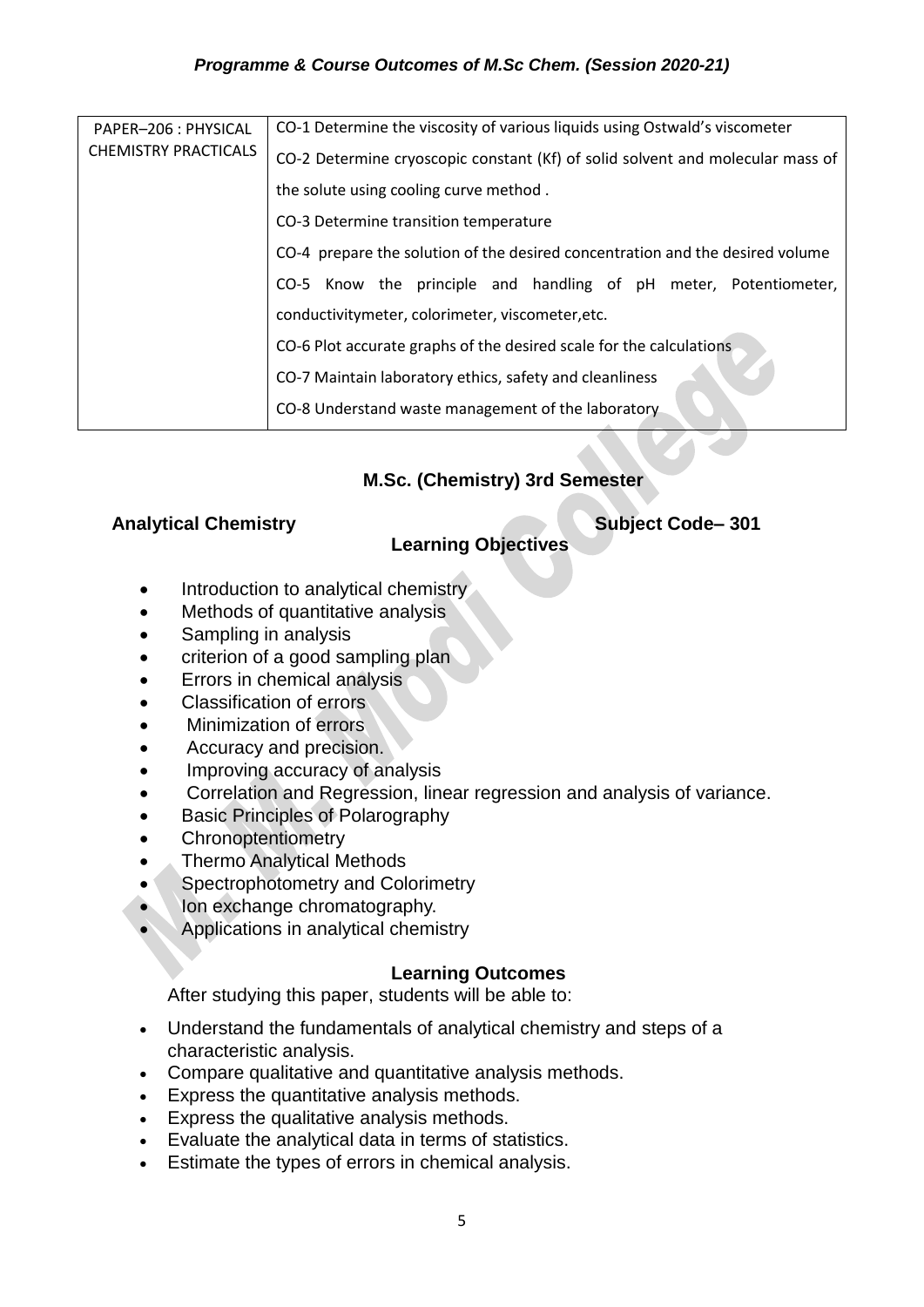| PAPER–206 : PHYSICAL CHEMISTRY PRACTICALS | CO-1 Determine the viscosity of various liquids using Ostwald's viscometer |
|---|---|
| | CO-2 Determine cryoscopic constant (Kf) of solid solvent and molecular mass of the solute using cooling curve method . |
| | CO-3 Determine transition temperature |
| | CO-4 prepare the solution of the desired concentration and the desired volume |
| | CO-5 Know the principle and handling of pH meter, Potentiometer, conductivitymeter, colorimeter, viscometer,etc. |
| | CO-6 Plot accurate graphs of the desired scale for the calculations |
| | CO-7 Maintain laboratory ethics, safety and cleanliness |
| | CO-8 Understand waste management of the laboratory |

## M.Sc. (Chemistry) 3rd Semester

**Analytical Chemistry** **Subject Code– 301**

### Learning Objectives

- Introduction to analytical chemistry
- Methods of quantitative analysis
- Sampling in analysis
- criterion of a good sampling plan
- Errors in chemical analysis
- Classification of errors
- Minimization of errors
- Accuracy and precision.
- Improving accuracy of analysis
- Correlation and Regression, linear regression and analysis of variance.
- Basic Principles of Polarography
- Chronoptentiometry
- Thermo Analytical Methods
- Spectrophotometry and Colorimetry
- Ion exchange chromatography.
- Applications in analytical chemistry

### Learning Outcomes

After studying this paper, students will be able to:

- Understand the fundamentals of analytical chemistry and steps of a characteristic analysis.
- Compare qualitative and quantitative analysis methods.
- Express the quantitative analysis methods.
- Express the qualitative analysis methods.
- Evaluate the analytical data in terms of statistics.
- Estimate the types of errors in chemical analysis.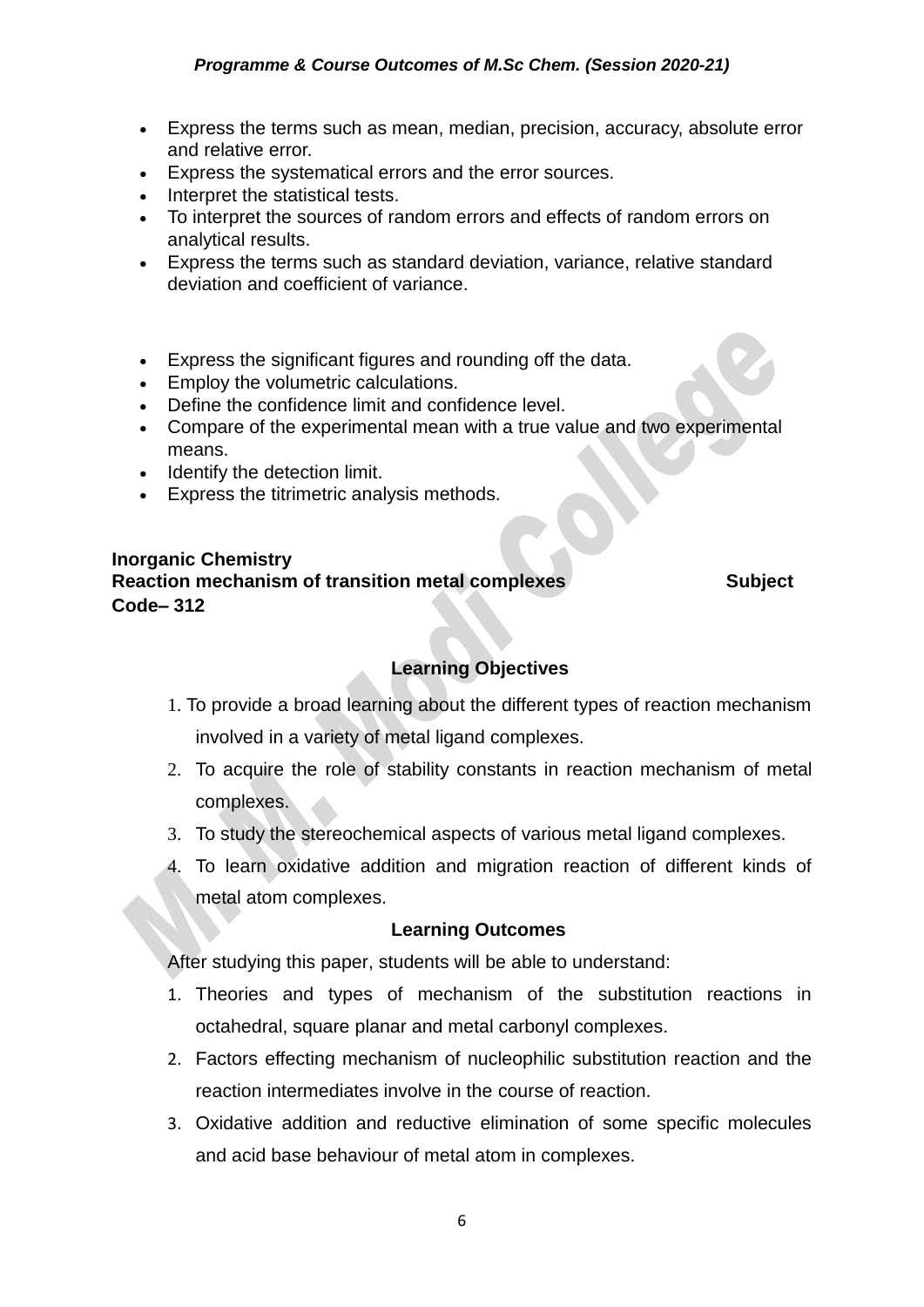- Express the terms such as mean, median, precision, accuracy, absolute error and relative error.
- Express the systematical errors and the error sources.
- Interpret the statistical tests.
- To interpret the sources of random errors and effects of random errors on analytical results.
- Express the terms such as standard deviation, variance, relative standard deviation and coefficient of variance.

- Express the significant figures and rounding off the data.
- Employ the volumetric calculations.
- Define the confidence limit and confidence level.
- Compare of the experimental mean with a true value and two experimental means.
- Identify the detection limit.
- Express the titrimetric analysis methods.

**Inorganic Chemistry**
**Reaction mechanism of transition metal complexes Subject Code– 312**

### Learning Objectives

1. To provide a broad learning about the different types of reaction mechanism involved in a variety of metal ligand complexes.
2. To acquire the role of stability constants in reaction mechanism of metal complexes.
3. To study the stereochemical aspects of various metal ligand complexes.
4. To learn oxidative addition and migration reaction of different kinds of metal atom complexes.

### Learning Outcomes

After studying this paper, students will be able to understand:

1. Theories and types of mechanism of the substitution reactions in octahedral, square planar and metal carbonyl complexes.
2. Factors effecting mechanism of nucleophilic substitution reaction and the reaction intermediates involve in the course of reaction.
3. Oxidative addition and reductive elimination of some specific molecules and acid base behaviour of metal atom in complexes.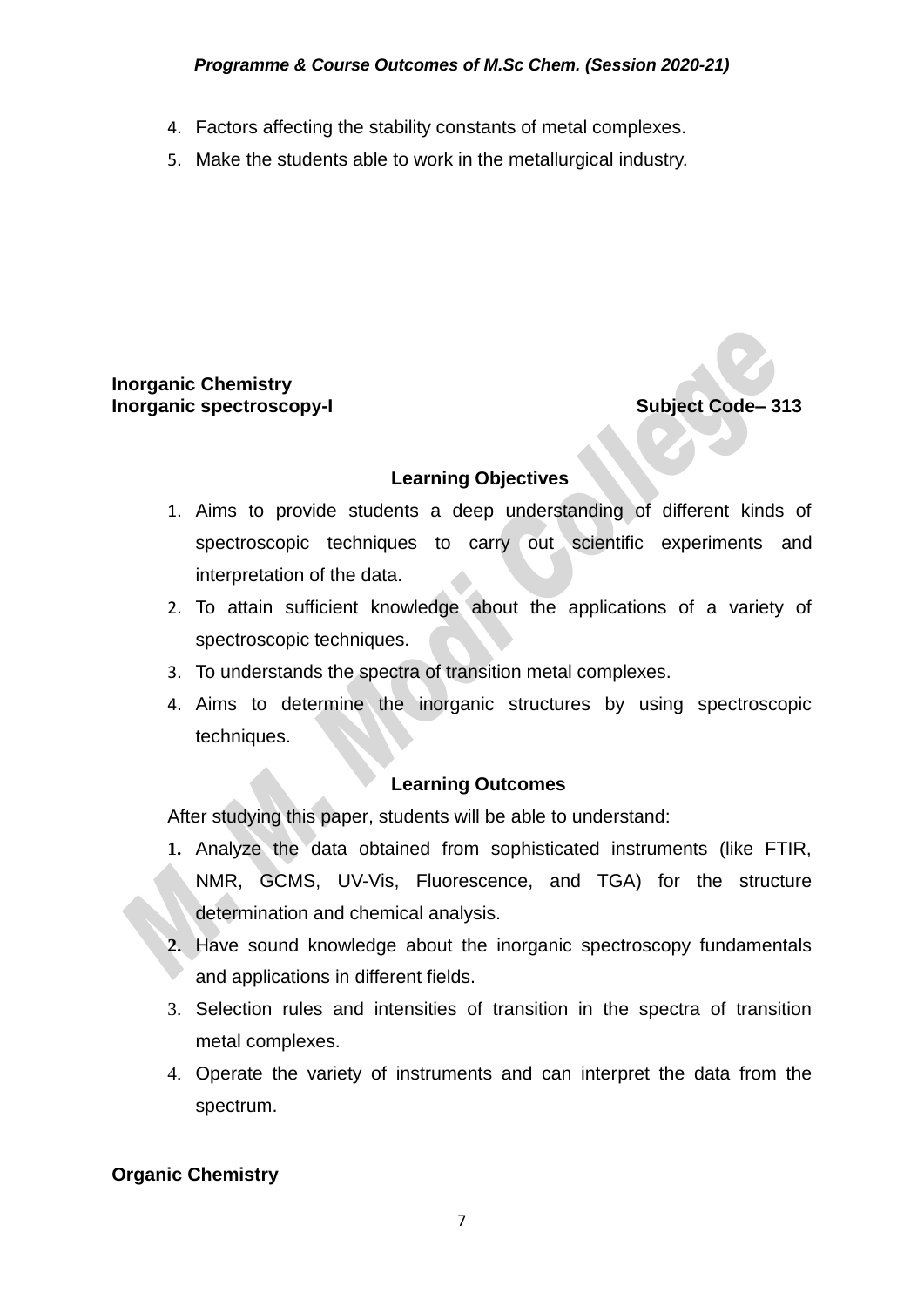4. Factors affecting the stability constants of metal complexes.
5. Make the students able to work in the metallurgical industry.

**Inorganic Chemistry**
**Inorganic spectroscopy-I** **Subject Code– 313**

**Learning Objectives**

1. Aims to provide students a deep understanding of different kinds of spectroscopic techniques to carry out scientific experiments and interpretation of the data.
2. To attain sufficient knowledge about the applications of a variety of spectroscopic techniques.
3. To understands the spectra of transition metal complexes.
4. Aims to determine the inorganic structures by using spectroscopic techniques.

**Learning Outcomes**

After studying this paper, students will be able to understand:

1. Analyze the data obtained from sophisticated instruments (like FTIR, NMR, GCMS, UV-Vis, Fluorescence, and TGA) for the structure determination and chemical analysis.
2. Have sound knowledge about the inorganic spectroscopy fundamentals and applications in different fields.
3. Selection rules and intensities of transition in the spectra of transition metal complexes.
4. Operate the variety of instruments and can interpret the data from the spectrum.

**Organic Chemistry**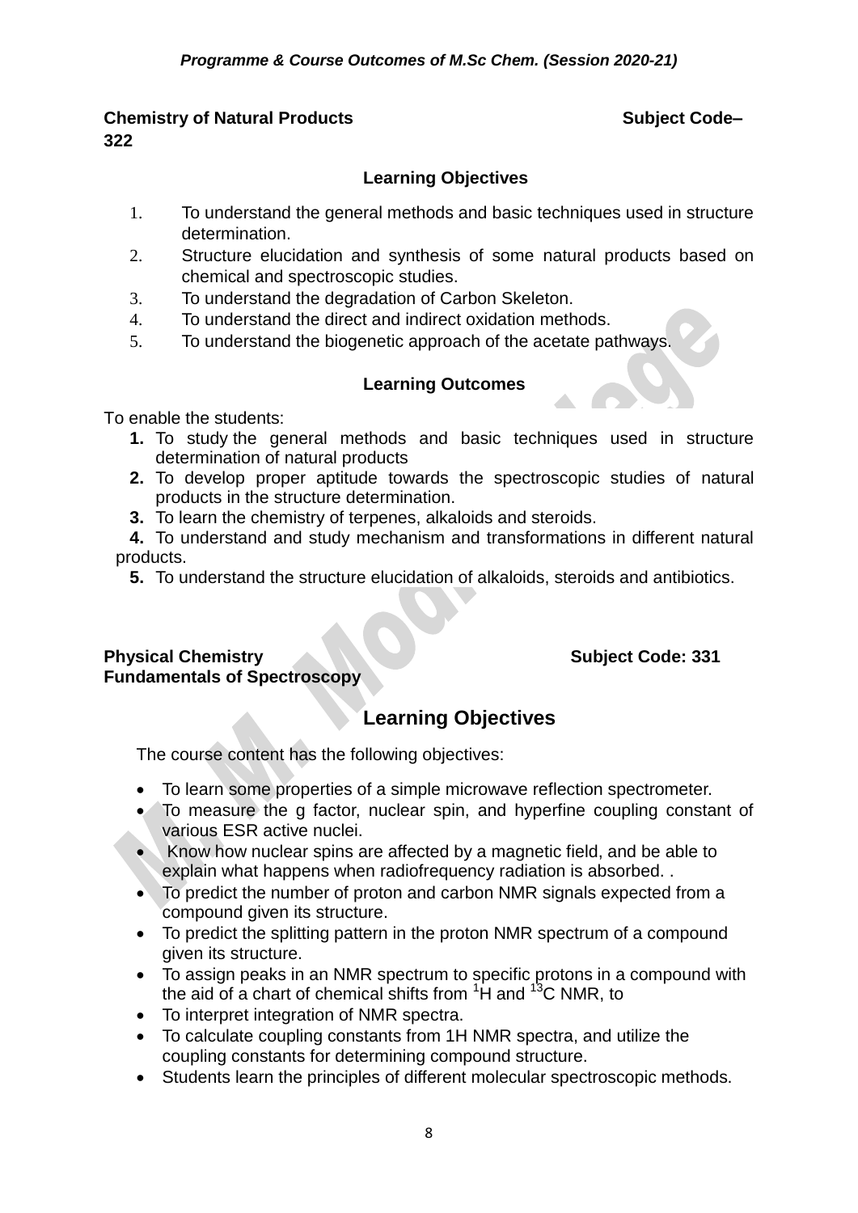**Chemistry of Natural Products** **Subject Code–322**

### Learning Objectives

1. To understand the general methods and basic techniques used in structure determination.
2. Structure elucidation and synthesis of some natural products based on chemical and spectroscopic studies.
3. To understand the degradation of Carbon Skeleton.
4. To understand the direct and indirect oxidation methods.
5. To understand the biogenetic approach of the acetate pathways.

### Learning Outcomes

To enable the students:

1. To study the general methods and basic techniques used in structure determination of natural products
2. To develop proper aptitude towards the spectroscopic studies of natural products in the structure determination.
3. To learn the chemistry of terpenes, alkaloids and steroids.
4. To understand and study mechanism and transformations in different natural products.
5. To understand the structure elucidation of alkaloids, steroids and antibiotics.

**Physical Chemistry** **Subject Code: 331**
**Fundamentals of Spectroscopy**

## Learning Objectives

The course content has the following objectives:

- To learn some properties of a simple microwave reflection spectrometer.
- To measure the g factor, nuclear spin, and hyperfine coupling constant of various ESR active nuclei.
- Know how nuclear spins are affected by a magnetic field, and be able to explain what happens when radiofrequency radiation is absorbed. .
- To predict the number of proton and carbon NMR signals expected from a compound given its structure.
- To predict the splitting pattern in the proton NMR spectrum of a compound given its structure.
- To assign peaks in an NMR spectrum to specific protons in a compound with the aid of a chart of chemical shifts from $^{1}$H and $^{13}$C NMR, to
- To interpret integration of NMR spectra.
- To calculate coupling constants from 1H NMR spectra, and utilize the coupling constants for determining compound structure.
- Students learn the principles of different molecular spectroscopic methods.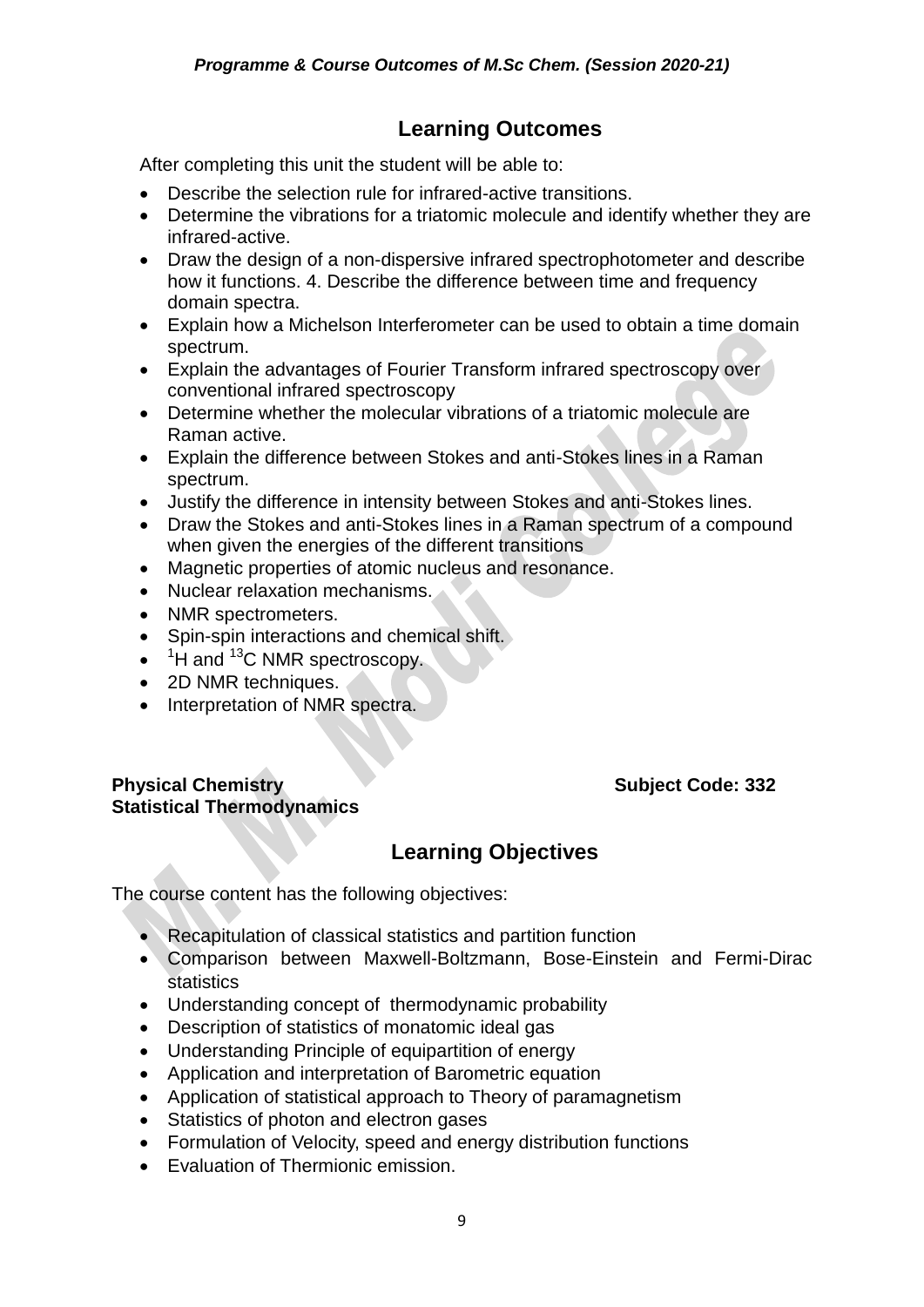## Learning Outcomes

After completing this unit the student will be able to:

- Describe the selection rule for infrared-active transitions.
- Determine the vibrations for a triatomic molecule and identify whether they are infrared-active.
- Draw the design of a non-dispersive infrared spectrophotometer and describe how it functions. 4. Describe the difference between time and frequency domain spectra.
- Explain how a Michelson Interferometer can be used to obtain a time domain spectrum.
- Explain the advantages of Fourier Transform infrared spectroscopy over conventional infrared spectroscopy
- Determine whether the molecular vibrations of a triatomic molecule are Raman active.
- Explain the difference between Stokes and anti-Stokes lines in a Raman spectrum.
- Justify the difference in intensity between Stokes and anti-Stokes lines.
- Draw the Stokes and anti-Stokes lines in a Raman spectrum of a compound when given the energies of the different transitions
- Magnetic properties of atomic nucleus and resonance.
- Nuclear relaxation mechanisms.
- NMR spectrometers.
- Spin-spin interactions and chemical shift.
- $^{1}H$ and $^{13}C$ NMR spectroscopy.
- 2D NMR techniques.
- Interpretation of NMR spectra.

**Physical Chemistry** **Subject Code: 332**
**Statistical Thermodynamics**

## Learning Objectives

The course content has the following objectives:

- Recapitulation of classical statistics and partition function
- Comparison between Maxwell-Boltzmann, Bose-Einstein and Fermi-Dirac statistics
- Understanding concept of thermodynamic probability
- Description of statistics of monatomic ideal gas
- Understanding Principle of equipartition of energy
- Application and interpretation of Barometric equation
- Application of statistical approach to Theory of paramagnetism
- Statistics of photon and electron gases
- Formulation of Velocity, speed and energy distribution functions
- Evaluation of Thermionic emission.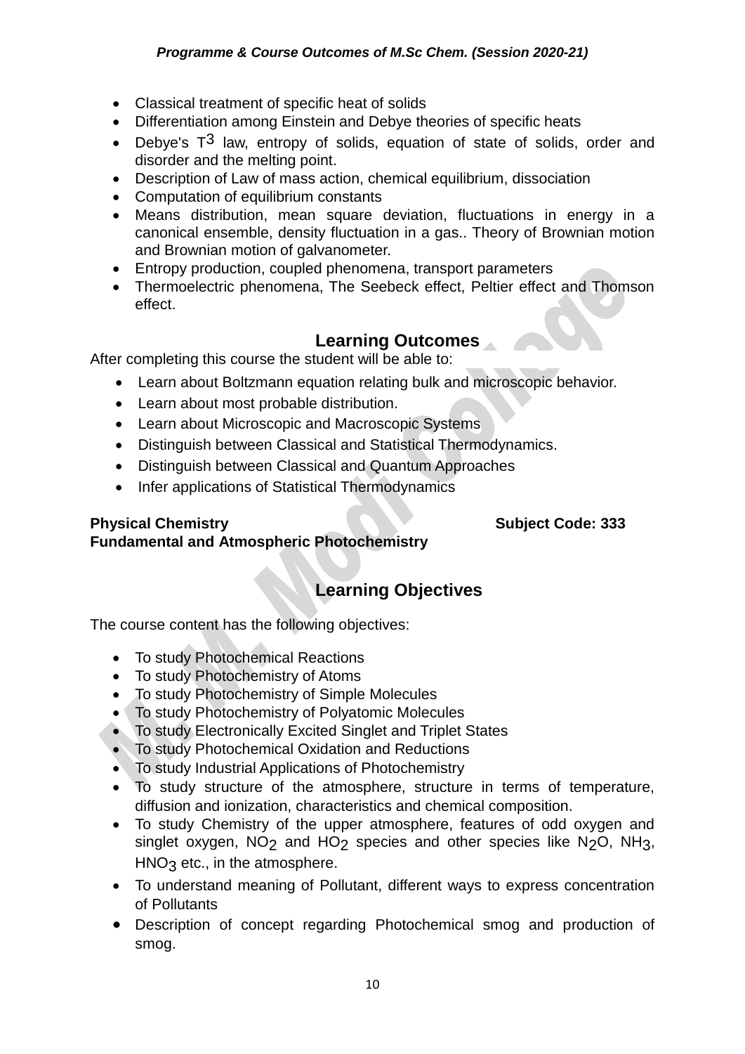- Classical treatment of specific heat of solids
- Differentiation among Einstein and Debye theories of specific heats
- Debye's $T^3$ law, entropy of solids, equation of state of solids, order and disorder and the melting point.
- Description of Law of mass action, chemical equilibrium, dissociation
- Computation of equilibrium constants
- Means distribution, mean square deviation, fluctuations in energy in a canonical ensemble, density fluctuation in a gas.. Theory of Brownian motion and Brownian motion of galvanometer.
- Entropy production, coupled phenomena, transport parameters
- Thermoelectric phenomena, The Seebeck effect, Peltier effect and Thomson effect.

## Learning Outcomes

After completing this course the student will be able to:

- Learn about Boltzmann equation relating bulk and microscopic behavior.
- Learn about most probable distribution.
- Learn about Microscopic and Macroscopic Systems
- Distinguish between Classical and Statistical Thermodynamics.
- Distinguish between Classical and Quantum Approaches
- Infer applications of Statistical Thermodynamics

**Physical Chemistry** **Subject Code: 333**
**Fundamental and Atmospheric Photochemistry**

## Learning Objectives

The course content has the following objectives:

- To study Photochemical Reactions
- To study Photochemistry of Atoms
- To study Photochemistry of Simple Molecules
- To study Photochemistry of Polyatomic Molecules
- To study Electronically Excited Singlet and Triplet States
- To study Photochemical Oxidation and Reductions
- To study Industrial Applications of Photochemistry
- To study structure of the atmosphere, structure in terms of temperature, diffusion and ionization, characteristics and chemical composition.
- To study Chemistry of the upper atmosphere, features of odd oxygen and singlet oxygen, $NO_2$ and $HO_2$ species and other species like $N_2O$, $NH_3$, $HNO_3$ etc., in the atmosphere.
- To understand meaning of Pollutant, different ways to express concentration of Pollutants
- Description of concept regarding Photochemical smog and production of smog.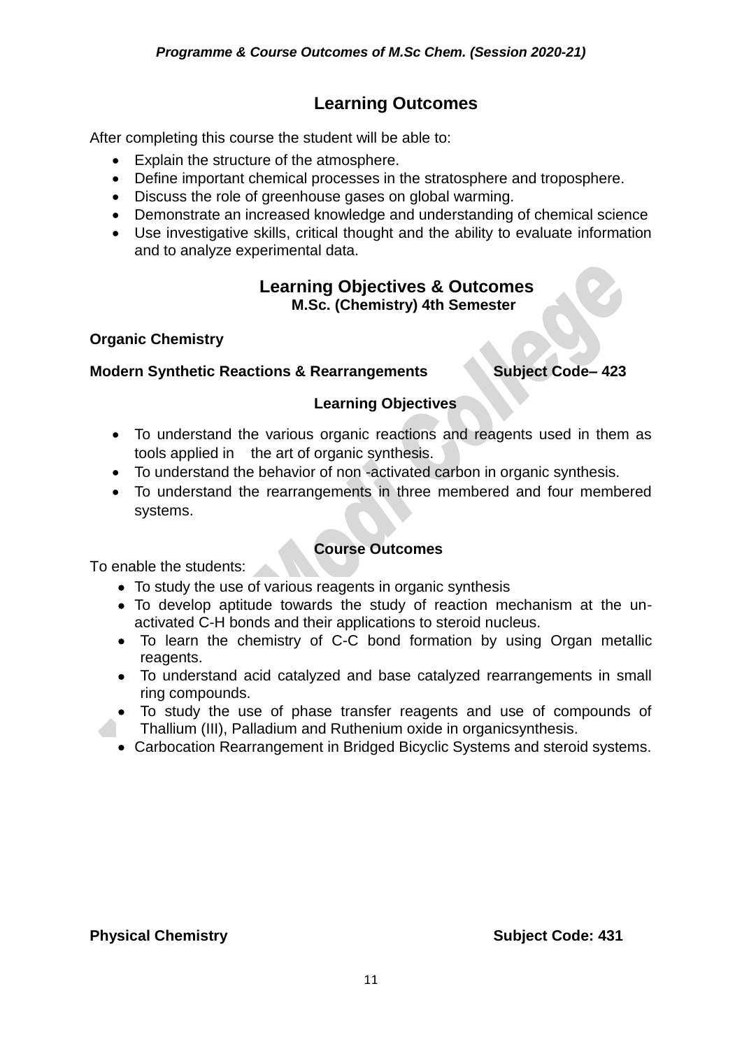## Learning Outcomes

After completing this course the student will be able to:

- Explain the structure of the atmosphere.
- Define important chemical processes in the stratosphere and troposphere.
- Discuss the role of greenhouse gases on global warming.
- Demonstrate an increased knowledge and understanding of chemical science
- Use investigative skills, critical thought and the ability to evaluate information and to analyze experimental data.

## Learning Objectives & Outcomes

### M.Sc. (Chemistry) 4th Semester

**Organic Chemistry**

**Modern Synthetic Reactions & Rearrangements** **Subject Code– 423**

### Learning Objectives

- To understand the various organic reactions and reagents used in them as tools applied in the art of organic synthesis.
- To understand the behavior of non -activated carbon in organic synthesis.
- To understand the rearrangements in three membered and four membered systems.

### Course Outcomes

To enable the students:

- To study the use of various reagents in organic synthesis
- To develop aptitude towards the study of reaction mechanism at the un-activated C-H bonds and their applications to steroid nucleus.
- To learn the chemistry of C-C bond formation by using Organ metallic reagents.
- To understand acid catalyzed and base catalyzed rearrangements in small ring compounds.
- To study the use of phase transfer reagents and use of compounds of Thallium (III), Palladium and Ruthenium oxide in organicsynthesis.
- Carbocation Rearrangement in Bridged Bicyclic Systems and steroid systems.

**Physical Chemistry** **Subject Code: 431**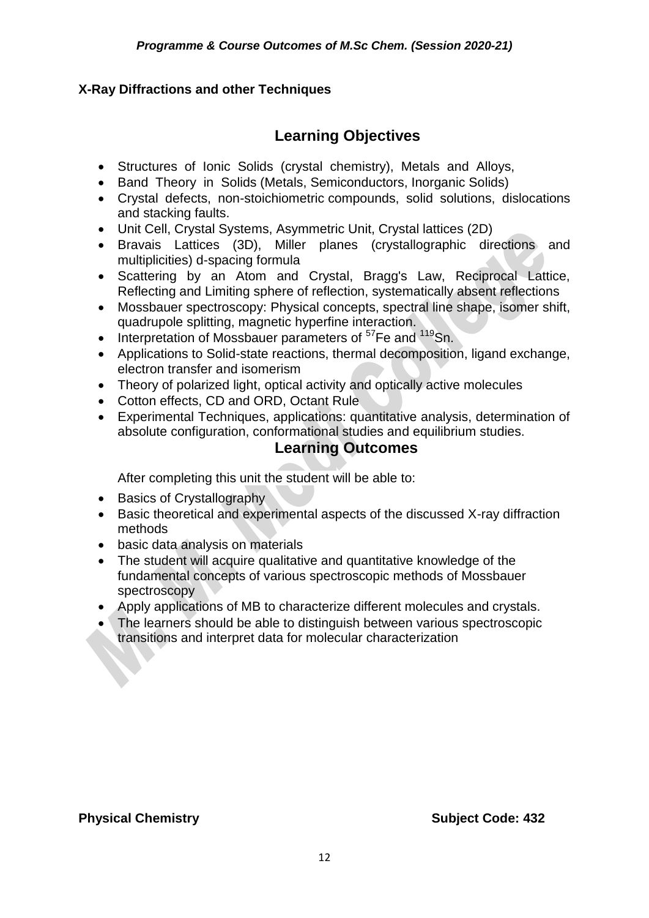**X-Ray Diffractions and other Techniques**

## Learning Objectives

- Structures of Ionic Solids (crystal chemistry), Metals and Alloys,
- Band Theory in Solids (Metals, Semiconductors, Inorganic Solids)
- Crystal defects, non-stoichiometric compounds, solid solutions, dislocations and stacking faults.
- Unit Cell, Crystal Systems, Asymmetric Unit, Crystal lattices (2D)
- Bravais Lattices (3D), Miller planes (crystallographic directions and multiplicities) d-spacing formula
- Scattering by an Atom and Crystal, Bragg's Law, Reciprocal Lattice, Reflecting and Limiting sphere of reflection, systematically absent reflections
- Mossbauer spectroscopy: Physical concepts, spectral line shape, isomer shift, quadrupole splitting, magnetic hyperfine interaction.
- Interpretation of Mossbauer parameters of $^{57}$Fe and $^{119}$Sn.
- Applications to Solid-state reactions, thermal decomposition, ligand exchange, electron transfer and isomerism
- Theory of polarized light, optical activity and optically active molecules
- Cotton effects, CD and ORD, Octant Rule
- Experimental Techniques, applications: quantitative analysis, determination of absolute configuration, conformational studies and equilibrium studies.

## Learning Outcomes

After completing this unit the student will be able to:

- Basics of Crystallography
- Basic theoretical and experimental aspects of the discussed X-ray diffraction methods
- basic data analysis on materials
- The student will acquire qualitative and quantitative knowledge of the fundamental concepts of various spectroscopic methods of Mossbauer spectroscopy
- Apply applications of MB to characterize different molecules and crystals.
- The learners should be able to distinguish between various spectroscopic transitions and interpret data for molecular characterization

**Physical Chemistry** **Subject Code: 432**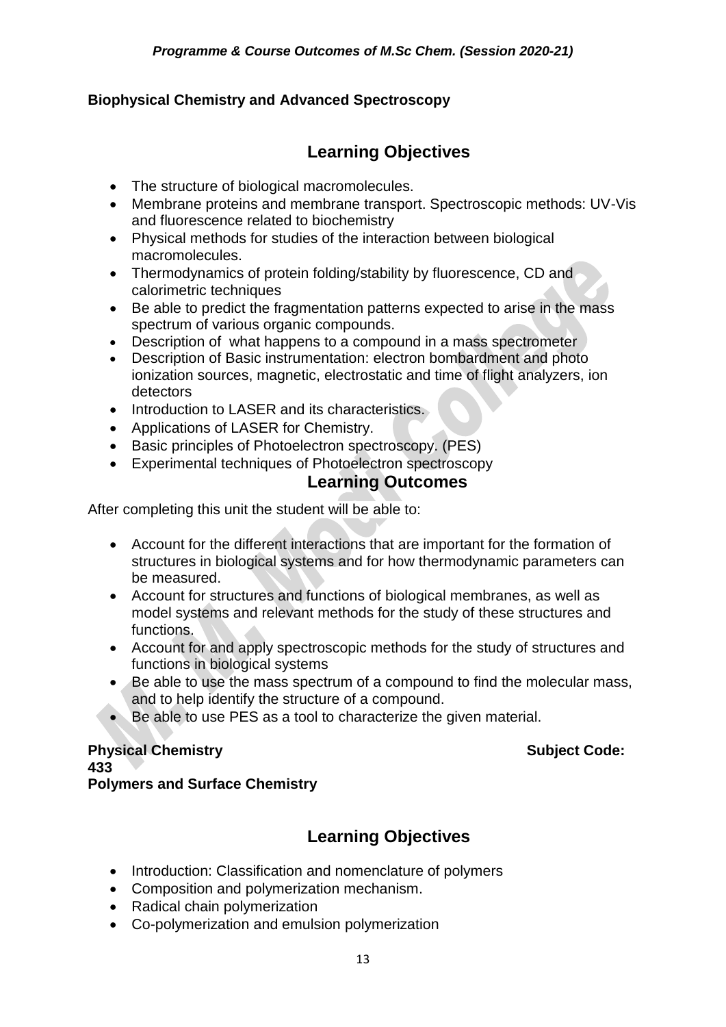**Biophysical Chemistry and Advanced Spectroscopy**

## Learning Objectives

- The structure of biological macromolecules.
- Membrane proteins and membrane transport. Spectroscopic methods: UV-Vis and fluorescence related to biochemistry
- Physical methods for studies of the interaction between biological macromolecules.
- Thermodynamics of protein folding/stability by fluorescence, CD and calorimetric techniques
- Be able to predict the fragmentation patterns expected to arise in the mass spectrum of various organic compounds.
- Description of what happens to a compound in a mass spectrometer
- Description of Basic instrumentation: electron bombardment and photo ionization sources, magnetic, electrostatic and time of flight analyzers, ion detectors
- Introduction to LASER and its characteristics.
- Applications of LASER for Chemistry.
- Basic principles of Photoelectron spectroscopy. (PES)
- Experimental techniques of Photoelectron spectroscopy

## Learning Outcomes

After completing this unit the student will be able to:

- Account for the different interactions that are important for the formation of structures in biological systems and for how thermodynamic parameters can be measured.
- Account for structures and functions of biological membranes, as well as model systems and relevant methods for the study of these structures and functions.
- Account for and apply spectroscopic methods for the study of structures and functions in biological systems
- Be able to use the mass spectrum of a compound to find the molecular mass, and to help identify the structure of a compound.
- Be able to use PES as a tool to characterize the given material.

**Physical Chemistry Subject Code: 433**
**Polymers and Surface Chemistry**

## Learning Objectives

- Introduction: Classification and nomenclature of polymers
- Composition and polymerization mechanism.
- Radical chain polymerization
- Co-polymerization and emulsion polymerization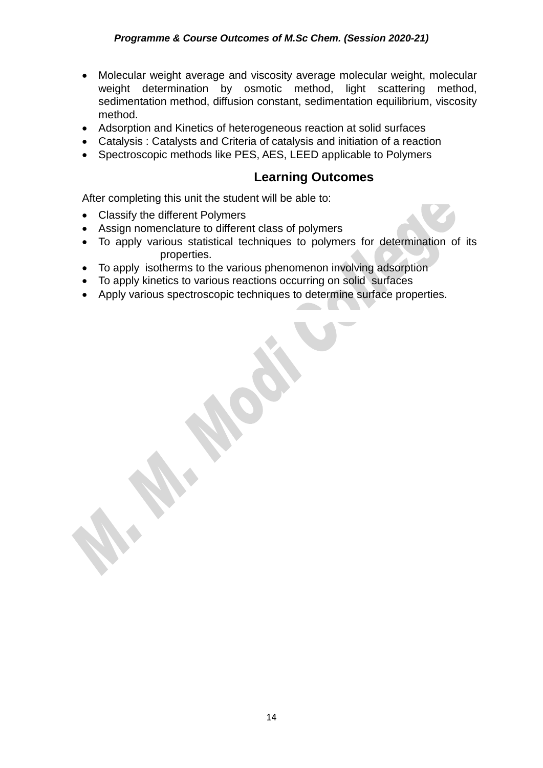- Molecular weight average and viscosity average molecular weight, molecular weight determination by osmotic method, light scattering method, sedimentation method, diffusion constant, sedimentation equilibrium, viscosity method.
- Adsorption and Kinetics of heterogeneous reaction at solid surfaces
- Catalysis : Catalysts and Criteria of catalysis and initiation of a reaction
- Spectroscopic methods like PES, AES, LEED applicable to Polymers

## Learning Outcomes

After completing this unit the student will be able to:

- Classify the different Polymers
- Assign nomenclature to different class of polymers
- To apply various statistical techniques to polymers for determination of its properties.
- To apply isotherms to the various phenomenon involving adsorption
- To apply kinetics to various reactions occurring on solid surfaces
- Apply various spectroscopic techniques to determine surface properties.